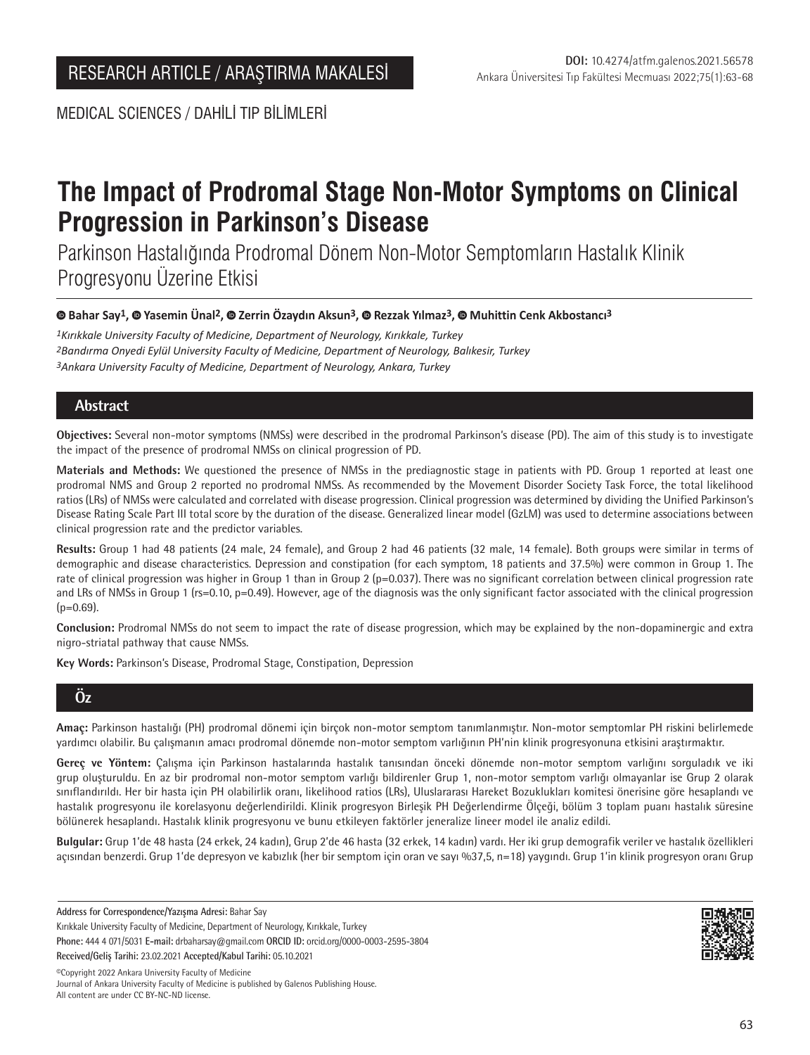RESEARCH ARTICLE / ARAŞTIRMA MAKALESİ

**DOI:** 10.4274/atfm.galenos.2021.56578

MEDICAL SCIENCES / DAHİLİ TIP BİLİMLERİ

# The Impact of Prodromal Stage Non-Motor Symptoms on Clinical Progression in Parkinson's Disease

## Parkinson Hastalığında Prodromal Dönem Non-Motor Semptomların Hastalık Klinik Progresyonu Üzerine Etkisi

**Bahar Say[1], Yasemin Ünal[2], Zerrin Özaydın Aksun[3], Rezzak Yılmaz[3], Muhittin Cenk Akbostancı[3]**

*[1]Kırıkkale University Faculty of Medicine, Department of Neurology, Kırıkkale, Turkey*
*[2]Bandırma Onyedi Eylül University Faculty of Medicine, Department of Neurology, Balıkesir, Turkey*
*[3]Ankara University Faculty of Medicine, Department of Neurology, Ankara, Turkey*

## Abstract

**Objectives:** Several non-motor symptoms (NMSs) were described in the prodromal Parkinson's disease (PD). The aim of this study is to investigate the impact of the presence of prodromal NMSs on clinical progression of PD.

**Materials and Methods:** We questioned the presence of NMSs in the prediagnostic stage in patients with PD. Group 1 reported at least one prodromal NMS and Group 2 reported no prodromal NMSs. As recommended by the Movement Disorder Society Task Force, the total likelihood ratios (LRs) of NMSs were calculated and correlated with disease progression. Clinical progression was determined by dividing the Unified Parkinson's Disease Rating Scale Part III total score by the duration of the disease. Generalized linear model (GzLM) was used to determine associations between clinical progression rate and the predictor variables.

**Results:** Group 1 had 48 patients (24 male, 24 female), and Group 2 had 46 patients (32 male, 14 female). Both groups were similar in terms of demographic and disease characteristics. Depression and constipation (for each symptom, 18 patients and 37.5%) were common in Group 1. The rate of clinical progression was higher in Group 1 than in Group 2 ($p=0.037$). There was no significant correlation between clinical progression rate and LRs of NMSs in Group 1 ($r_s=0.10$, $p=0.49$). However, age of the diagnosis was the only significant factor associated with the clinical progression ($p=0.69$).

**Conclusion:** Prodromal NMSs do not seem to impact the rate of disease progression, which may be explained by the non-dopaminergic and extra nigro-striatal pathway that cause NMSs.

**Key Words:** Parkinson's Disease, Prodromal Stage, Constipation, Depression

## Öz

**Amaç:** Parkinson hastalığı (PH) prodromal dönemi için birçok non-motor semptom tanımlanmıştır. Non-motor semptomlar PH riskini belirlemede yardımcı olabilir. Bu çalışmanın amacı prodromal dönemde non-motor semptom varlığının PH'nin klinik progresyonuna etkisini araştırmaktır.

**Gereç ve Yöntem:** Çalışma için Parkinson hastalarında hastalık tanısından önceki dönemde non-motor semptom varlığını sorguladık ve iki grup oluşturuldu. En az bir prodromal non-motor semptom varlığı bildirenler Grup 1, non-motor semptom varlığı olmayanlar ise Grup 2 olarak sınıflandırıldı. Her bir hasta için PH olabilirlik oranı, likelihood ratios (LRs), Uluslararası Hareket Bozuklukları komitesi önerisine göre hesaplandı ve hastalık progresyonu ile korelasyonu değerlendirildi. Klinik progresyon Birleşik PH Değerlendirme Ölçeği, bölüm 3 toplam puanı hastalık süresine bölünerek hesaplandı. Hastalık klinik progresyonu ve bunu etkileyen faktörler jeneralize lineer model ile analiz edildi.

**Bulgular:** Grup 1'de 48 hasta (24 erkek, 24 kadın), Grup 2'de 46 hasta (32 erkek, 14 kadın) vardı. Her iki grup demografik veriler ve hastalık özellikleri açısından benzerdi. Grup 1'de depresyon ve kabızlık (her bir semptom için oran ve sayı %37,5, n=18) yaygındı. Grup 1'in klinik progresyon oranı Grup

---

**Address for Correspondence/Yazışma Adresi:** Bahar Say
Kırıkkale University Faculty of Medicine, Department of Neurology, Kırıkkale, Turkey
**Phone:** 444 4 071/5031 **E-mail:** drbaharsay@gmail.com **ORCID ID:** orcid.org/0000-0003-2595-3804
**Received/Geliş Tarihi:** 23.02.2021 **Accepted/Kabul Tarihi:** 05.10.2021

©Copyright 2022 Ankara University Faculty of Medicine
Journal of Ankara University Faculty of Medicine is published by Galenos Publishing House.
All content are under CC BY-NC-ND license.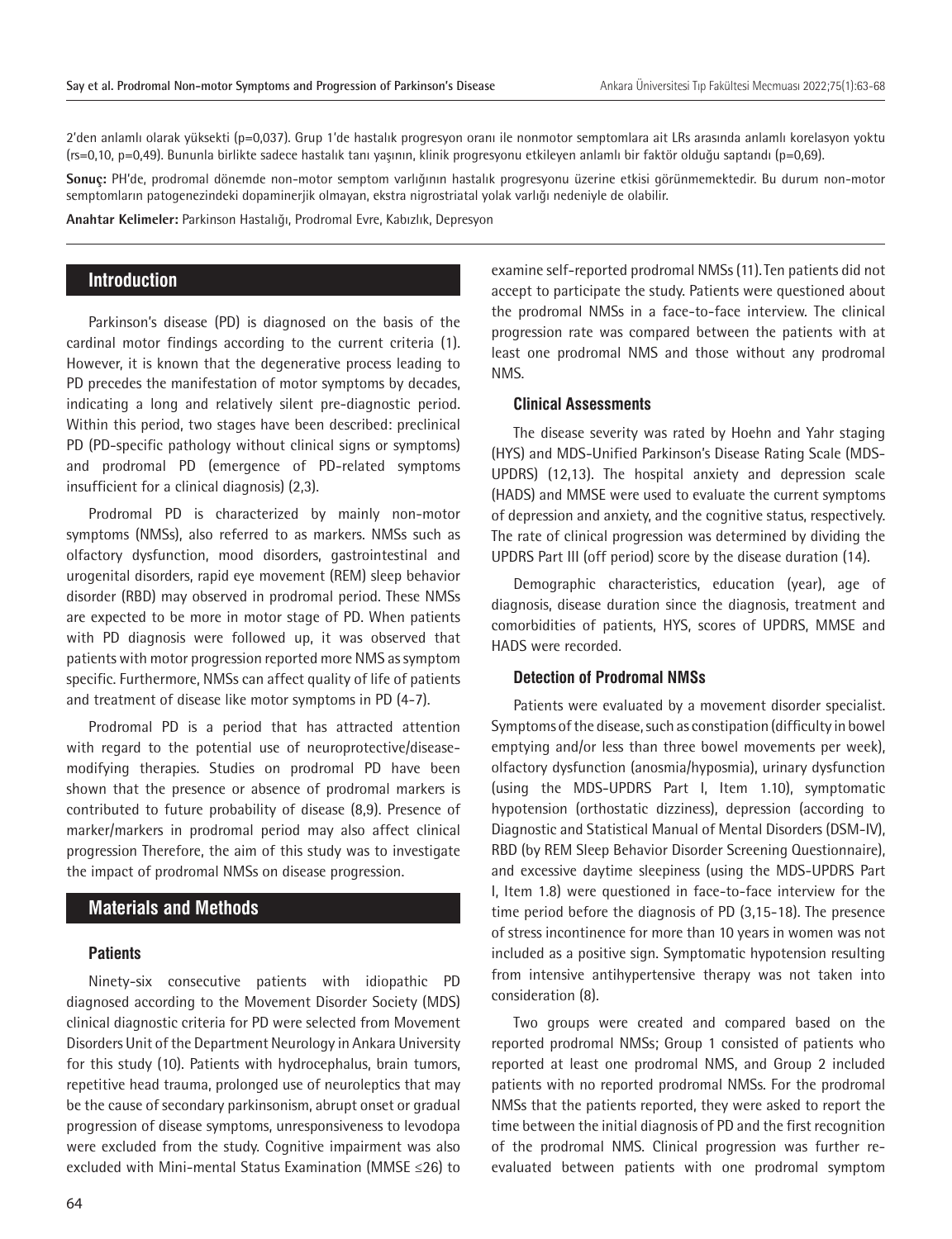2'den anlamlı olarak yüksekti (p=0,037). Grup 1'de hastalık progresyon oranı ile nonmotor semptomlara ait LRs arasında anlamlı korelasyon yoktu (rs=0,10, p=0,49). Bununla birlikte sadece hastalık tanı yaşının, klinik progresyonu etkileyen anlamlı bir faktör olduğu saptandı (p=0,69).

**Sonuç:** PH'de, prodromal dönemde non-motor semptom varlığının hastalık progresyonu üzerine etkisi görünmemektedir. Bu durum non-motor semptomların patogenezindeki dopaminerjik olmayan, ekstra nigrostriatal yolak varlığı nedeniyle de olabilir.

**Anahtar Kelimeler:** Parkinson Hastalığı, Prodromal Evre, Kabızlık, Depresyon

## Introduction

Parkinson's disease (PD) is diagnosed on the basis of the cardinal motor findings according to the current criteria (1). However, it is known that the degenerative process leading to PD precedes the manifestation of motor symptoms by decades, indicating a long and relatively silent pre-diagnostic period. Within this period, two stages have been described: preclinical PD (PD-specific pathology without clinical signs or symptoms) and prodromal PD (emergence of PD-related symptoms insufficient for a clinical diagnosis) (2,3).

Prodromal PD is characterized by mainly non-motor symptoms (NMSs), also referred to as markers. NMSs such as olfactory dysfunction, mood disorders, gastrointestinal and urogenital disorders, rapid eye movement (REM) sleep behavior disorder (RBD) may observed in prodromal period. These NMSs are expected to be more in motor stage of PD. When patients with PD diagnosis were followed up, it was observed that patients with motor progression reported more NMS as symptom specific. Furthermore, NMSs can affect quality of life of patients and treatment of disease like motor symptoms in PD (4-7).

Prodromal PD is a period that has attracted attention with regard to the potential use of neuroprotective/disease-modifying therapies. Studies on prodromal PD have been shown that the presence or absence of prodromal markers is contributed to future probability of disease (8,9). Presence of marker/markers in prodromal period may also affect clinical progression Therefore, the aim of this study was to investigate the impact of prodromal NMSs on disease progression.

## Materials and Methods

### Patients

Ninety-six consecutive patients with idiopathic PD diagnosed according to the Movement Disorder Society (MDS) clinical diagnostic criteria for PD were selected from Movement Disorders Unit of the Department Neurology in Ankara University for this study (10). Patients with hydrocephalus, brain tumors, repetitive head trauma, prolonged use of neuroleptics that may be the cause of secondary parkinsonism, abrupt onset or gradual progression of disease symptoms, unresponsiveness to levodopa were excluded from the study. Cognitive impairment was also excluded with Mini-mental Status Examination (MMSE ≤26) to examine self-reported prodromal NMSs (11). Ten patients did not accept to participate the study. Patients were questioned about the prodromal NMSs in a face-to-face interview. The clinical progression rate was compared between the patients with at least one prodromal NMS and those without any prodromal NMS.

### Clinical Assessments

The disease severity was rated by Hoehn and Yahr staging (HYS) and MDS-Unified Parkinson's Disease Rating Scale (MDS-UPDRS) (12,13). The hospital anxiety and depression scale (HADS) and MMSE were used to evaluate the current symptoms of depression and anxiety, and the cognitive status, respectively. The rate of clinical progression was determined by dividing the UPDRS Part III (off period) score by the disease duration (14).

Demographic characteristics, education (year), age of diagnosis, disease duration since the diagnosis, treatment and comorbidities of patients, HYS, scores of UPDRS, MMSE and HADS were recorded.

### Detection of Prodromal NMSs

Patients were evaluated by a movement disorder specialist. Symptoms of the disease, such as constipation (difficulty in bowel emptying and/or less than three bowel movements per week), olfactory dysfunction (anosmia/hyposmia), urinary dysfunction (using the MDS-UPDRS Part I, Item 1.10), symptomatic hypotension (orthostatic dizziness), depression (according to Diagnostic and Statistical Manual of Mental Disorders (DSM-IV), RBD (by REM Sleep Behavior Disorder Screening Questionnaire), and excessive daytime sleepiness (using the MDS-UPDRS Part I, Item 1.8) were questioned in face-to-face interview for the time period before the diagnosis of PD (3,15-18). The presence of stress incontinence for more than 10 years in women was not included as a positive sign. Symptomatic hypotension resulting from intensive antihypertensive therapy was not taken into consideration (8).

Two groups were created and compared based on the reported prodromal NMSs; Group 1 consisted of patients who reported at least one prodromal NMS, and Group 2 included patients with no reported prodromal NMSs. For the prodromal NMSs that the patients reported, they were asked to report the time between the initial diagnosis of PD and the first recognition of the prodromal NMS. Clinical progression was further re-evaluated between patients with one prodromal symptom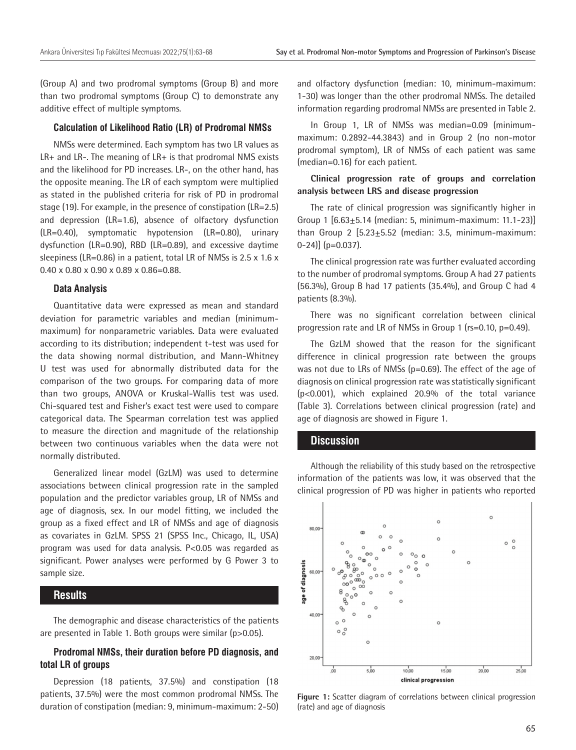(Group A) and two prodromal symptoms (Group B) and more than two prodromal symptoms (Group C) to demonstrate any additive effect of multiple symptoms.

### Calculation of Likelihood Ratio (LR) of Prodromal NMSs

NMSs were determined. Each symptom has two LR values as LR+ and LR-. The meaning of LR+ is that prodromal NMS exists and the likelihood for PD increases. LR-, on the other hand, has the opposite meaning. The LR of each symptom were multiplied as stated in the published criteria for risk of PD in prodromal stage (19). For example, in the presence of constipation (LR=2.5) and depression (LR=1.6), absence of olfactory dysfunction (LR=0.40), symptomatic hypotension (LR=0.80), urinary dysfunction (LR=0.90), RBD (LR=0.89), and excessive daytime sleepiness (LR=0.86) in a patient, total LR of NMSs is 2.5 x 1.6 x 0.40 x 0.80 x 0.90 x 0.89 x 0.86=0.88.

### Data Analysis

Quantitative data were expressed as mean and standard deviation for parametric variables and median (minimum-maximum) for nonparametric variables. Data were evaluated according to its distribution; independent t-test was used for the data showing normal distribution, and Mann-Whitney U test was used for abnormally distributed data for the comparison of the two groups. For comparing data of more than two groups, ANOVA or Kruskal-Wallis test was used. Chi-squared test and Fisher's exact test were used to compare categorical data. The Spearman correlation test was applied to measure the direction and magnitude of the relationship between two continuous variables when the data were not normally distributed.

Generalized linear model (GzLM) was used to determine associations between clinical progression rate in the sampled population and the predictor variables group, LR of NMSs and age of diagnosis, sex. In our model fitting, we included the group as a fixed effect and LR of NMSs and age of diagnosis as covariates in GzLM. SPSS 21 (SPSS Inc., Chicago, IL, USA) program was used for data analysis. P<0.05 was regarded as significant. Power analyses were performed by G Power 3 to sample size.

## Results

The demographic and disease characteristics of the patients are presented in Table 1. Both groups were similar (p>0.05).

### Prodromal NMSs, their duration before PD diagnosis, and total LR of groups

Depression (18 patients, 37.5%) and constipation (18 patients, 37.5%) were the most common prodromal NMSs. The duration of constipation (median: 9, minimum-maximum: 2-50) and olfactory dysfunction (median: 10, minimum-maximum: 1-30) was longer than the other prodromal NMSs. The detailed information regarding prodromal NMSs are presented in Table 2.

In Group 1, LR of NMSs was median=0.09 (minimum-maximum: 0.2892-44.3843) and in Group 2 (no non-motor prodromal symptom), LR of NMSs of each patient was same (median=0.16) for each patient.

### Clinical progression rate of groups and correlation analysis between LRS and disease progression

The rate of clinical progression was significantly higher in Group 1 [6.63±5.14 (median: 5, minimum-maximum: 11.1-23)] than Group 2 [5.23±5.52 (median: 3.5, minimum-maximum: 0-24)] (p=0.037).

The clinical progression rate was further evaluated according to the number of prodromal symptoms. Group A had 27 patients (56.3%), Group B had 17 patients (35.4%), and Group C had 4 patients (8.3%).

There was no significant correlation between clinical progression rate and LR of NMSs in Group 1 (rs=0.10, p=0.49).

The GzLM showed that the reason for the significant difference in clinical progression rate between the groups was not due to LRs of NMSs (p=0.69). The effect of the age of diagnosis on clinical progression rate was statistically significant (p<0.001), which explained 20.9% of the total variance (Table 3). Correlations between clinical progression (rate) and age of diagnosis are showed in Figure 1.

## Discussion

Although the reliability of this study based on the retrospective information of the patients was low, it was observed that the clinical progression of PD was higher in patients who reported

**Figure 1:** Scatter diagram of correlations between clinical progression (rate) and age of diagnosis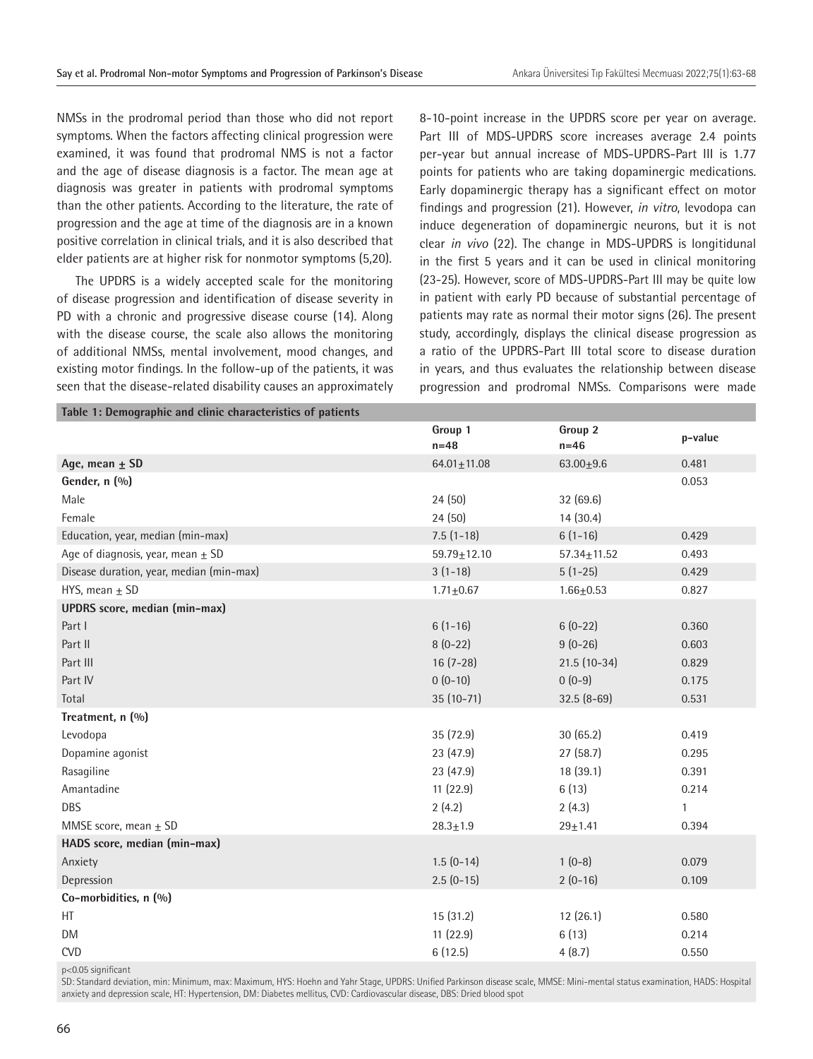NMSs in the prodromal period than those who did not report symptoms. When the factors affecting clinical progression were examined, it was found that prodromal NMS is not a factor and the age of disease diagnosis is a factor. The mean age at diagnosis was greater in patients with prodromal symptoms than the other patients. According to the literature, the rate of progression and the age at time of the diagnosis are in a known positive correlation in clinical trials, and it is also described that elder patients are at higher risk for nonmotor symptoms (5,20).

The UPDRS is a widely accepted scale for the monitoring of disease progression and identification of disease severity in PD with a chronic and progressive disease course (14). Along with the disease course, the scale also allows the monitoring of additional NMSs, mental involvement, mood changes, and existing motor findings. In the follow-up of the patients, it was seen that the disease-related disability causes an approximately 8-10-point increase in the UPDRS score per year on average. Part III of MDS-UPDRS score increases average 2.4 points per-year but annual increase of MDS-UPDRS-Part III is 1.77 points for patients who are taking dopaminergic medications. Early dopaminergic therapy has a significant effect on motor findings and progression (21). However, *in vitro*, levodopa can induce degeneration of dopaminergic neurons, but it is not clear *in vivo* (22). The change in MDS-UPDRS is longitidunal in the first 5 years and it can be used in clinical monitoring (23-25). However, score of MDS-UPDRS-Part III may be quite low in patient with early PD because of substantial percentage of patients may rate as normal their motor signs (26). The present study, accordingly, displays the clinical disease progression as a ratio of the UPDRS-Part III total score to disease duration in years, and thus evaluates the relationship between disease progression and prodromal NMSs. Comparisons were made

**Table 1: Demographic and clinic characteristics of patients**

| | Group 1 n=48 | Group 2 n=46 | p-value |
|---|---|---|---|
| **Age, mean ± SD** | 64.01±11.08 | 63.00±9.6 | 0.481 |
| **Gender, n (%)** | | | 0.053 |
| Male | 24 (50) | 32 (69.6) | |
| Female | 24 (50) | 14 (30.4) | |
| Education, year, median (min-max) | 7.5 (1-18) | 6 (1-16) | 0.429 |
| Age of diagnosis, year, mean ± SD | 59.79±12.10 | 57.34±11.52 | 0.493 |
| Disease duration, year, median (min-max) | 3 (1-18) | 5 (1-25) | 0.429 |
| HYS, mean ± SD | 1.71±0.67 | 1.66±0.53 | 0.827 |
| **UPDRS score, median (min-max)** | | | |
| Part I | 6 (1-16) | 6 (0-22) | 0.360 |
| Part II | 8 (0-22) | 9 (0-26) | 0.603 |
| Part III | 16 (7-28) | 21.5 (10-34) | 0.829 |
| Part IV | 0 (0-10) | 0 (0-9) | 0.175 |
| Total | 35 (10-71) | 32.5 (8-69) | 0.531 |
| **Treatment, n (%)** | | | |
| Levodopa | 35 (72.9) | 30 (65.2) | 0.419 |
| Dopamine agonist | 23 (47.9) | 27 (58.7) | 0.295 |
| Rasagiline | 23 (47.9) | 18 (39.1) | 0.391 |
| Amantadine | 11 (22.9) | 6 (13) | 0.214 |
| DBS | 2 (4.2) | 2 (4.3) | 1 |
| MMSE score, mean ± SD | 28.3±1.9 | 29±1.41 | 0.394 |
| **HADS score, median (min-max)** | | | |
| Anxiety | 1.5 (0-14) | 1 (0-8) | 0.079 |
| Depression | 2.5 (0-15) | 2 (0-16) | 0.109 |
| **Co-morbidities, n (%)** | | | |
| HT | 15 (31.2) | 12 (26.1) | 0.580 |
| DM | 11 (22.9) | 6 (13) | 0.214 |
| CVD | 6 (12.5) | 4 (8.7) | 0.550 |

p<0.05 significant

SD: Standard deviation, min: Minimum, max: Maximum, HYS: Hoehn and Yahr Stage, UPDRS: Unified Parkinson disease scale, MMSE: Mini-mental status examination, HADS: Hospital anxiety and depression scale, HT: Hypertension, DM: Diabetes mellitus, CVD: Cardiovascular disease, DBS: Dried blood spot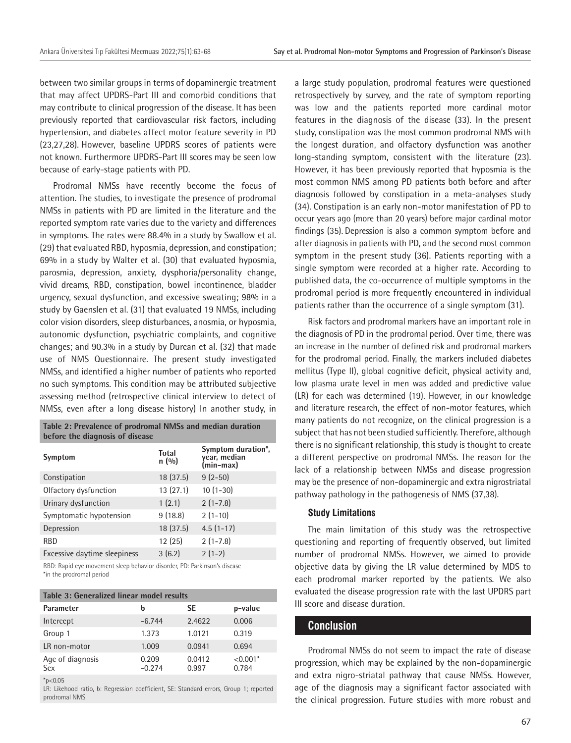between two similar groups in terms of dopaminergic treatment that may affect UPDRS-Part III and comorbid conditions that may contribute to clinical progression of the disease. It has been previously reported that cardiovascular risk factors, including hypertension, and diabetes affect motor feature severity in PD (23,27,28). However, baseline UPDRS scores of patients were not known. Furthermore UPDRS-Part III scores may be seen low because of early-stage patients with PD.

Prodromal NMSs have recently become the focus of attention. The studies, to investigate the presence of prodromal NMSs in patients with PD are limited in the literature and the reported symptom rate varies due to the variety and differences in symptoms. The rates were 88.4% in a study by Swallow et al. (29) that evaluated RBD, hyposmia, depression, and constipation; 69% in a study by Walter et al. (30) that evaluated hyposmia, parosmia, depression, anxiety, dysphoria/personality change, vivid dreams, RBD, constipation, bowel incontinence, bladder urgency, sexual dysfunction, and excessive sweating; 98% in a study by Gaenslen et al. (31) that evaluated 19 NMSs, including color vision disorders, sleep disturbances, anosmia, or hyposmia, autonomic dysfunction, psychiatric complaints, and cognitive changes; and 90.3% in a study by Durcan et al. (32) that made use of NMS Questionnaire. The present study investigated NMSs, and identified a higher number of patients who reported no such symptoms. This condition may be attributed subjective assessing method (retrospective clinical interview to detect of NMSs, even after a long disease history) In another study, in a large study population, prodromal features were questioned retrospectively by survey, and the rate of symptom reporting was low and the patients reported more cardinal motor features in the diagnosis of the disease (33). In the present study, constipation was the most common prodromal NMS with the longest duration, and olfactory dysfunction was another long-standing symptom, consistent with the literature (23). However, it has been previously reported that hyposmia is the most common NMS among PD patients both before and after diagnosis followed by constipation in a meta-analyses study (34). Constipation is an early non-motor manifestation of PD to occur years ago (more than 20 years) before major cardinal motor findings (35). Depression is also a common symptom before and after diagnosis in patients with PD, and the second most common symptom in the present study (36). Patients reporting with a single symptom were recorded at a higher rate. According to published data, the co-occurrence of multiple symptoms in the prodromal period is more frequently encountered in individual patients rather than the occurrence of a single symptom (31).

**Table 2: Prevalence of prodromal NMSs and median duration before the diagnosis of disease**

| Symptom | Total n (%) | Symptom duration*, year, median (min-max) |
|---|---|---|
| Constipation | 18 (37.5) | 9 (2-50) |
| Olfactory dysfunction | 13 (27.1) | 10 (1-30) |
| Urinary dysfunction | 1 (2.1) | 2 (1-7.8) |
| Symptomatic hypotension | 9 (18.8) | 2 (1-10) |
| Depression | 18 (37.5) | 4.5 (1-17) |
| RBD | 12 (25) | 2 (1-7.8) |
| Excessive daytime sleepiness | 3 (6.2) | 2 (1-2) |

RBD: Rapid eye movement sleep behavior disorder, PD: Parkinson's disease
*in the prodromal period

**Table 3: Generalized linear model results**

| Parameter | b | SE | p-value |
|---|---|---|---|
| Intercept | -6.744 | 2.4622 | 0.006 |
| Group 1 | 1.373 | 1.0121 | 0.319 |
| LR non-motor | 1.009 | 0.0941 | 0.694 |
| Age of diagnosis | 0.209 | 0.0412 | <0.001* |
| Sex | -0.274 | 0.997 | 0.784 |

*p<0.05
LR: Likehood ratio, b: Regression coefficient, SE: Standard errors, Group 1; reported prodromal NMS

Risk factors and prodromal markers have an important role in the diagnosis of PD in the prodromal period. Over time, there was an increase in the number of defined risk and prodromal markers for the prodromal period. Finally, the markers included diabetes mellitus (Type II), global cognitive deficit, physical activity and, low plasma urate level in men was added and predictive value (LR) for each was determined (19). However, in our knowledge and literature research, the effect of non-motor features, which many patients do not recognize, on the clinical progression is a subject that has not been studied sufficiently. Therefore, although there is no significant relationship, this study is thought to create a different perspective on prodromal NMSs. The reason for the lack of a relationship between NMSs and disease progression may be the presence of non-dopaminergic and extra nigrostriatal pathway pathology in the pathogenesis of NMS (37,38).

### Study Limitations

The main limitation of this study was the retrospective questioning and reporting of frequently observed, but limited number of prodromal NMSs. However, we aimed to provide objective data by giving the LR value determined by MDS to each prodromal marker reported by the patients. We also evaluated the disease progression rate with the last UPDRS part III score and disease duration.

## Conclusion

Prodromal NMSs do not seem to impact the rate of disease progression, which may be explained by the non-dopaminergic and extra nigro-striatal pathway that cause NMSs. However, age of the diagnosis may a significant factor associated with the clinical progression. Future studies with more robust and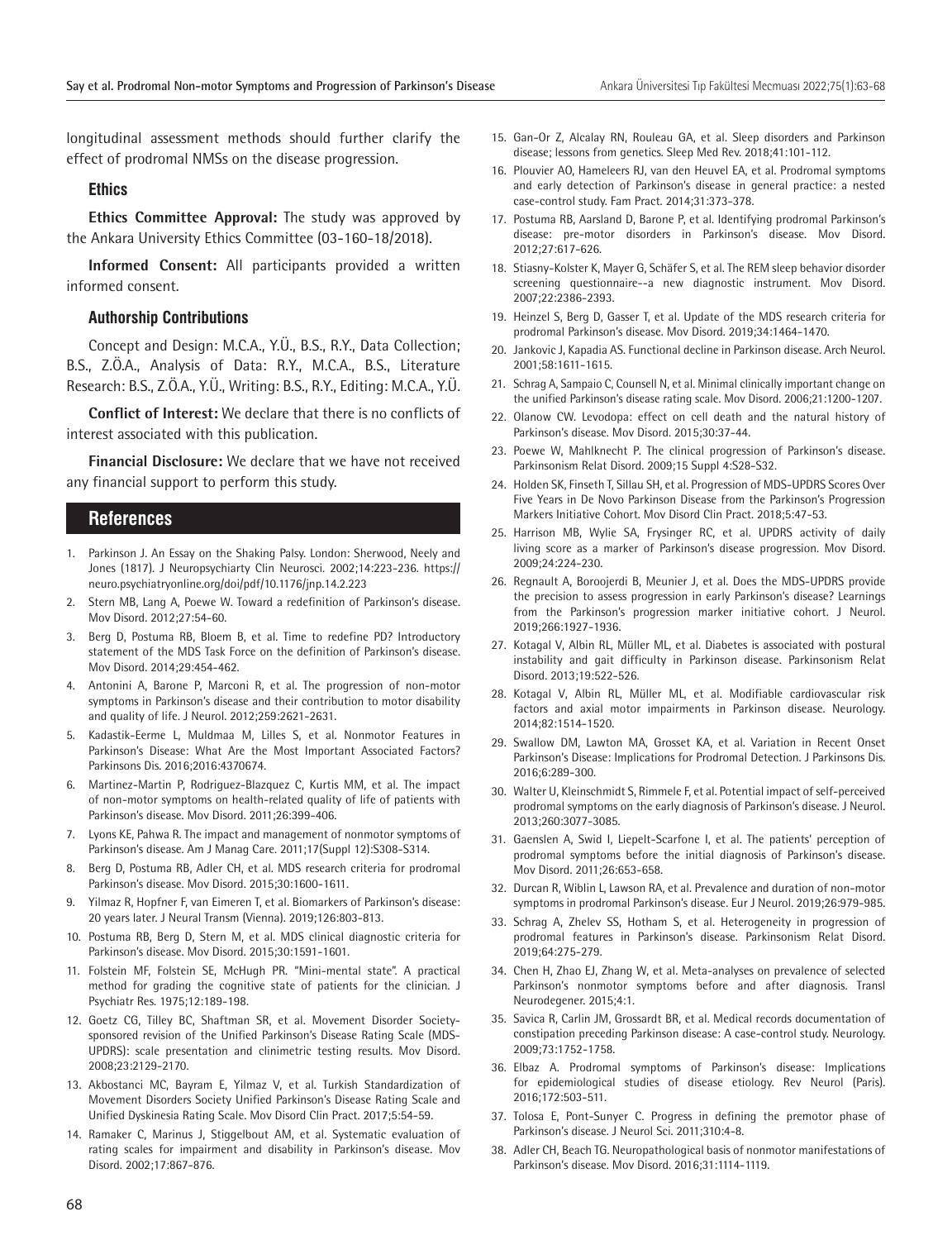longitudinal assessment methods should further clarify the effect of prodromal NMSs on the disease progression.

### Ethics

**Ethics Committee Approval:** The study was approved by the Ankara University Ethics Committee (03-160-18/2018).

**Informed Consent:** All participants provided a written informed consent.

### Authorship Contributions

Concept and Design: M.C.A., Y.Ü., B.S., R.Y., Data Collection; B.S., Z.Ö.A., Analysis of Data: R.Y., M.C.A., B.S., Literature Research: B.S., Z.Ö.A., Y.Ü., Writing: B.S., R.Y., Editing: M.C.A., Y.Ü.

**Conflict of Interest:** We declare that there is no conflicts of interest associated with this publication.

**Financial Disclosure:** We declare that we have not received any financial support to perform this study.

## References

1. Parkinson J. An Essay on the Shaking Palsy. London: Sherwood, Neely and Jones (1817). J Neuropsychiarty Clin Neurosci. 2002;14:223-236. https://neuro.psychiatryonline.org/doi/pdf/10.1176/jnp.14.2.223
2. Stern MB, Lang A, Poewe W. Toward a redefinition of Parkinson's disease. Mov Disord. 2012;27:54-60.
3. Berg D, Postuma RB, Bloem B, et al. Time to redefine PD? Introductory statement of the MDS Task Force on the definition of Parkinson's disease. Mov Disord. 2014;29:454-462.
4. Antonini A, Barone P, Marconi R, et al. The progression of non-motor symptoms in Parkinson's disease and their contribution to motor disability and quality of life. J Neurol. 2012;259:2621-2631.
5. Kadastik-Eerme L, Muldmaa M, Lilles S, et al. Nonmotor Features in Parkinson's Disease: What Are the Most Important Associated Factors? Parkinsons Dis. 2016;2016:4370674.
6. Martinez-Martin P, Rodriguez-Blazquez C, Kurtis MM, et al. The impact of non-motor symptoms on health-related quality of life of patients with Parkinson's disease. Mov Disord. 2011;26:399-406.
7. Lyons KE, Pahwa R. The impact and management of nonmotor symptoms of Parkinson's disease. Am J Manag Care. 2011;17(Suppl 12):S308-S314.
8. Berg D, Postuma RB, Adler CH, et al. MDS research criteria for prodromal Parkinson's disease. Mov Disord. 2015;30:1600-1611.
9. Yilmaz R, Hopfner F, van Eimeren T, et al. Biomarkers of Parkinson's disease: 20 years later. J Neural Transm (Vienna). 2019;126:803-813.
10. Postuma RB, Berg D, Stern M, et al. MDS clinical diagnostic criteria for Parkinson's disease. Mov Disord. 2015;30:1591-1601.
11. Folstein MF, Folstein SE, McHugh PR. "Mini-mental state". A practical method for grading the cognitive state of patients for the clinician. J Psychiatr Res. 1975;12:189-198.
12. Goetz CG, Tilley BC, Shaftman SR, et al. Movement Disorder Society-sponsored revision of the Unified Parkinson's Disease Rating Scale (MDS-UPDRS): scale presentation and clinimetric testing results. Mov Disord. 2008;23:2129-2170.
13. Akbostanci MC, Bayram E, Yilmaz V, et al. Turkish Standardization of Movement Disorders Society Unified Parkinson's Disease Rating Scale and Unified Dyskinesia Rating Scale. Mov Disord Clin Pract. 2017;5:54-59.
14. Ramaker C, Marinus J, Stiggelbout AM, et al. Systematic evaluation of rating scales for impairment and disability in Parkinson's disease. Mov Disord. 2002;17:867-876.
15. Gan-Or Z, Alcalay RN, Rouleau GA, et al. Sleep disorders and Parkinson disease; lessons from genetics. Sleep Med Rev. 2018;41:101-112.
16. Plouvier AO, Hameleers RJ, van den Heuvel EA, et al. Prodromal symptoms and early detection of Parkinson's disease in general practice: a nested case-control study. Fam Pract. 2014;31:373-378.
17. Postuma RB, Aarsland D, Barone P, et al. Identifying prodromal Parkinson's disease: pre-motor disorders in Parkinson's disease. Mov Disord. 2012;27:617-626.
18. Stiasny-Kolster K, Mayer G, Schäfer S, et al. The REM sleep behavior disorder screening questionnaire--a new diagnostic instrument. Mov Disord. 2007;22:2386-2393.
19. Heinzel S, Berg D, Gasser T, et al. Update of the MDS research criteria for prodromal Parkinson's disease. Mov Disord. 2019;34:1464-1470.
20. Jankovic J, Kapadia AS. Functional decline in Parkinson disease. Arch Neurol. 2001;58:1611-1615.
21. Schrag A, Sampaio C, Counsell N, et al. Minimal clinically important change on the unified Parkinson's disease rating scale. Mov Disord. 2006;21:1200-1207.
22. Olanow CW. Levodopa: effect on cell death and the natural history of Parkinson's disease. Mov Disord. 2015;30:37-44.
23. Poewe W, Mahlknecht P. The clinical progression of Parkinson's disease. Parkinsonism Relat Disord. 2009;15 Suppl 4:S28-S32.
24. Holden SK, Finseth T, Sillau SH, et al. Progression of MDS-UPDRS Scores Over Five Years in De Novo Parkinson Disease from the Parkinson's Progression Markers Initiative Cohort. Mov Disord Clin Pract. 2018;5:47-53.
25. Harrison MB, Wylie SA, Frysinger RC, et al. UPDRS activity of daily living score as a marker of Parkinson's disease progression. Mov Disord. 2009;24:224-230.
26. Regnault A, Boroojerdi B, Meunier J, et al. Does the MDS-UPDRS provide the precision to assess progression in early Parkinson's disease? Learnings from the Parkinson's progression marker initiative cohort. J Neurol. 2019;266:1927-1936.
27. Kotagal V, Albin RL, Müller ML, et al. Diabetes is associated with postural instability and gait difficulty in Parkinson disease. Parkinsonism Relat Disord. 2013;19:522-526.
28. Kotagal V, Albin RL, Müller ML, et al. Modifiable cardiovascular risk factors and axial motor impairments in Parkinson disease. Neurology. 2014;82:1514-1520.
29. Swallow DM, Lawton MA, Grosset KA, et al. Variation in Recent Onset Parkinson's Disease: Implications for Prodromal Detection. J Parkinsons Dis. 2016;6:289-300.
30. Walter U, Kleinschmidt S, Rimmele F, et al. Potential impact of self-perceived prodromal symptoms on the early diagnosis of Parkinson's disease. J Neurol. 2013;260:3077-3085.
31. Gaenslen A, Swid I, Liepelt-Scarfone I, et al. The patients' perception of prodromal symptoms before the initial diagnosis of Parkinson's disease. Mov Disord. 2011;26:653-658.
32. Durcan R, Wiblin L, Lawson RA, et al. Prevalence and duration of non-motor symptoms in prodromal Parkinson's disease. Eur J Neurol. 2019;26:979-985.
33. Schrag A, Zhelev SS, Hotham S, et al. Heterogeneity in progression of prodromal features in Parkinson's disease. Parkinsonism Relat Disord. 2019;64:275-279.
34. Chen H, Zhao EJ, Zhang W, et al. Meta-analyses on prevalence of selected Parkinson's nonmotor symptoms before and after diagnosis. Transl Neurodegener. 2015;4:1.
35. Savica R, Carlin JM, Grossardt BR, et al. Medical records documentation of constipation preceding Parkinson disease: A case-control study. Neurology. 2009;73:1752-1758.
36. Elbaz A. Prodromal symptoms of Parkinson's disease: Implications for epidemiological studies of disease etiology. Rev Neurol (Paris). 2016;172:503-511.
37. Tolosa E, Pont-Sunyer C. Progress in defining the premotor phase of Parkinson's disease. J Neurol Sci. 2011;310:4-8.
38. Adler CH, Beach TG. Neuropathological basis of nonmotor manifestations of Parkinson's disease. Mov Disord. 2016;31:1114-1119.